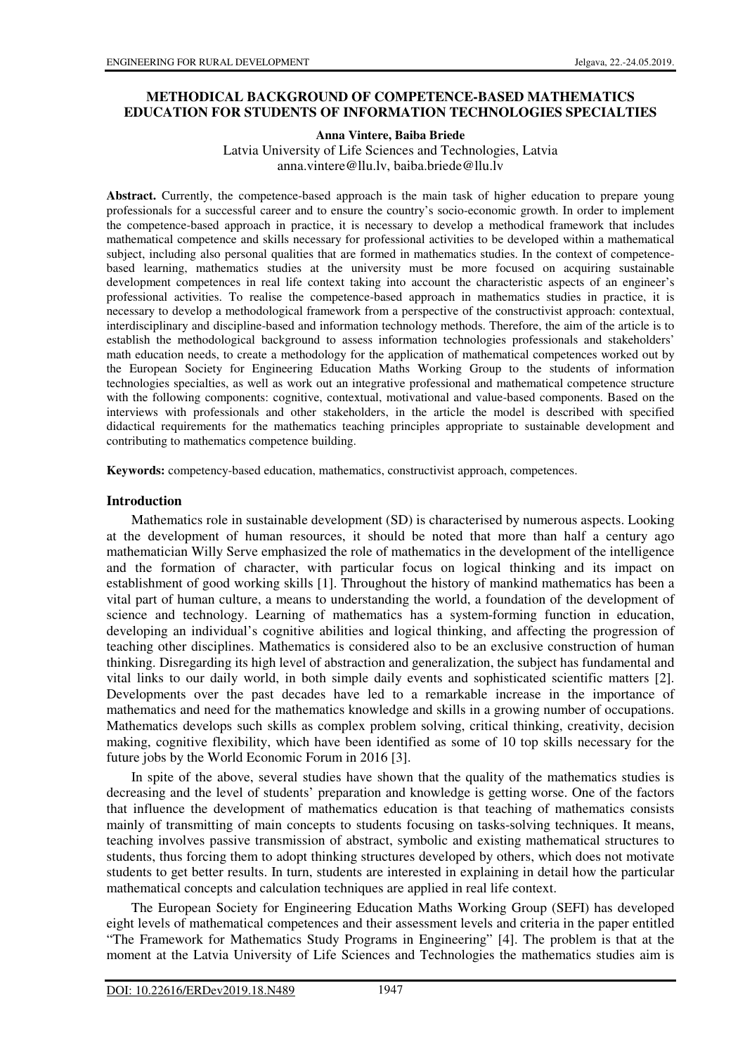# METHODICAL BACKGROUND OF COMPETENCE-BASED MATHEMATICS EDUCATION FOR STUDENTS OF INFORMATION TECHNOLOGIES SPECIALTIES

**Anna Vintere, Baiba Briede**

Latvia University of Life Sciences and Technologies, Latvia
anna.vintere@llu.lv, baiba.briede@llu.lv

**Abstract.** Currently, the competence-based approach is the main task of higher education to prepare young professionals for a successful career and to ensure the country's socio-economic growth. In order to implement the competence-based approach in practice, it is necessary to develop a methodical framework that includes mathematical competence and skills necessary for professional activities to be developed within a mathematical subject, including also personal qualities that are formed in mathematics studies. In the context of competence-based learning, mathematics studies at the university must be more focused on acquiring sustainable development competences in real life context taking into account the characteristic aspects of an engineer's professional activities. To realise the competence-based approach in mathematics studies in practice, it is necessary to develop a methodological framework from a perspective of the constructivist approach: contextual, interdisciplinary and discipline-based and information technology methods. Therefore, the aim of the article is to establish the methodological background to assess information technologies professionals and stakeholders' math education needs, to create a methodology for the application of mathematical competences worked out by the European Society for Engineering Education Maths Working Group to the students of information technologies specialties, as well as work out an integrative professional and mathematical competence structure with the following components: cognitive, contextual, motivational and value-based components. Based on the interviews with professionals and other stakeholders, in the article the model is described with specified didactical requirements for the mathematics teaching principles appropriate to sustainable development and contributing to mathematics competence building.

**Keywords:** competency-based education, mathematics, constructivist approach, competences.

## Introduction

Mathematics role in sustainable development (SD) is characterised by numerous aspects. Looking at the development of human resources, it should be noted that more than half a century ago mathematician Willy Serve emphasized the role of mathematics in the development of the intelligence and the formation of character, with particular focus on logical thinking and its impact on establishment of good working skills [1]. Throughout the history of mankind mathematics has been a vital part of human culture, a means to understanding the world, a foundation of the development of science and technology. Learning of mathematics has a system-forming function in education, developing an individual's cognitive abilities and logical thinking, and affecting the progression of teaching other disciplines. Mathematics is considered also to be an exclusive construction of human thinking. Disregarding its high level of abstraction and generalization, the subject has fundamental and vital links to our daily world, in both simple daily events and sophisticated scientific matters [2]. Developments over the past decades have led to a remarkable increase in the importance of mathematics and need for the mathematics knowledge and skills in a growing number of occupations. Mathematics develops such skills as complex problem solving, critical thinking, creativity, decision making, cognitive flexibility, which have been identified as some of 10 top skills necessary for the future jobs by the World Economic Forum in 2016 [3].

In spite of the above, several studies have shown that the quality of the mathematics studies is decreasing and the level of students' preparation and knowledge is getting worse. One of the factors that influence the development of mathematics education is that teaching of mathematics consists mainly of transmitting of main concepts to students focusing on tasks-solving techniques. It means, teaching involves passive transmission of abstract, symbolic and existing mathematical structures to students, thus forcing them to adopt thinking structures developed by others, which does not motivate students to get better results. In turn, students are interested in explaining in detail how the particular mathematical concepts and calculation techniques are applied in real life context.

The European Society for Engineering Education Maths Working Group (SEFI) has developed eight levels of mathematical competences and their assessment levels and criteria in the paper entitled "The Framework for Mathematics Study Programs in Engineering" [4]. The problem is that at the moment at the Latvia University of Life Sciences and Technologies the mathematics studies aim is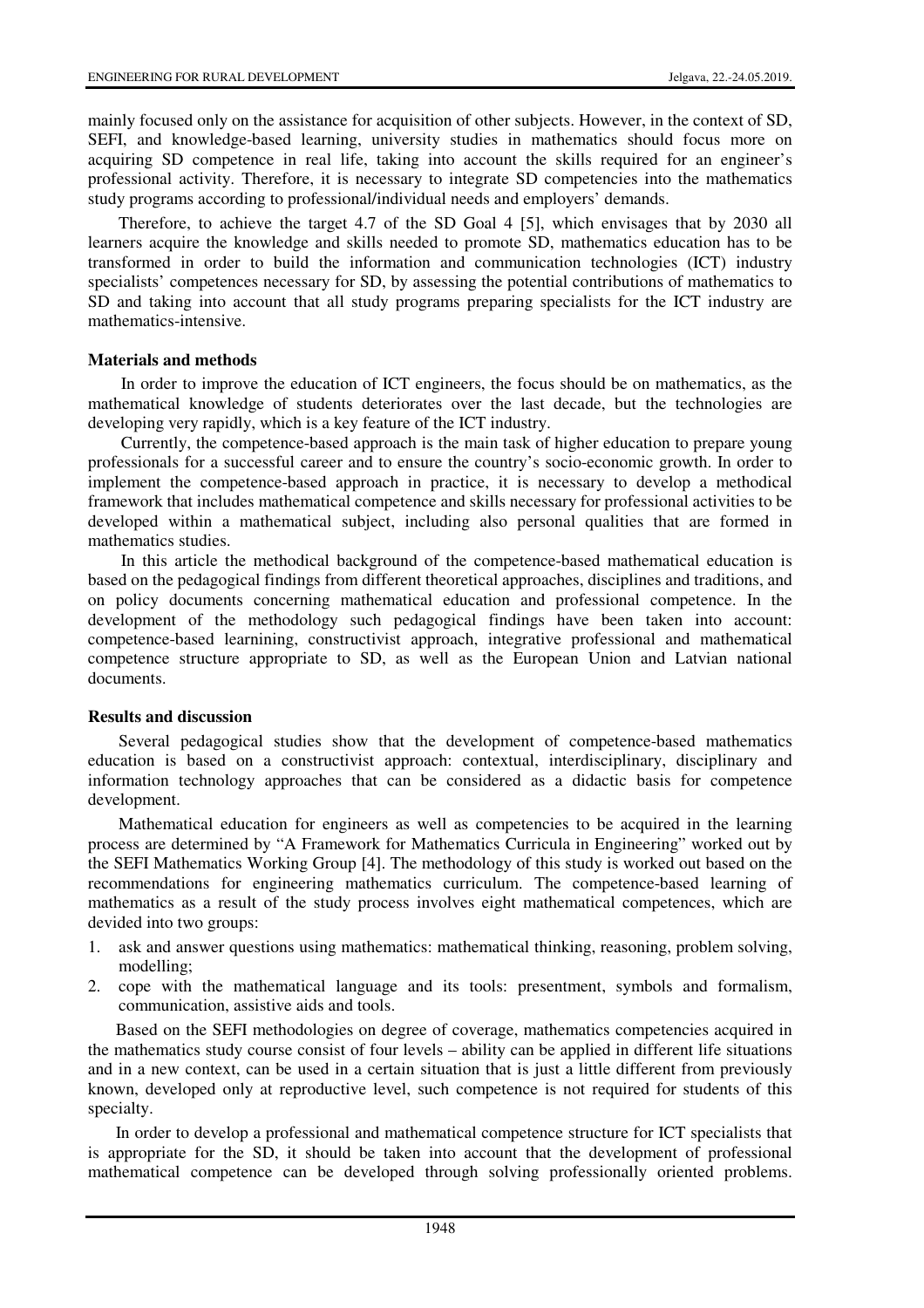mainly focused only on the assistance for acquisition of other subjects. However, in the context of SD, SEFI, and knowledge-based learning, university studies in mathematics should focus more on acquiring SD competence in real life, taking into account the skills required for an engineer's professional activity. Therefore, it is necessary to integrate SD competencies into the mathematics study programs according to professional/individual needs and employers' demands.

Therefore, to achieve the target 4.7 of the SD Goal 4 [5], which envisages that by 2030 all learners acquire the knowledge and skills needed to promote SD, mathematics education has to be transformed in order to build the information and communication technologies (ICT) industry specialists' competences necessary for SD, by assessing the potential contributions of mathematics to SD and taking into account that all study programs preparing specialists for the ICT industry are mathematics-intensive.

## Materials and methods

In order to improve the education of ICT engineers, the focus should be on mathematics, as the mathematical knowledge of students deteriorates over the last decade, but the technologies are developing very rapidly, which is a key feature of the ICT industry.

Currently, the competence-based approach is the main task of higher education to prepare young professionals for a successful career and to ensure the country's socio-economic growth. In order to implement the competence-based approach in practice, it is necessary to develop a methodical framework that includes mathematical competence and skills necessary for professional activities to be developed within a mathematical subject, including also personal qualities that are formed in mathematics studies.

In this article the methodical background of the competence-based mathematical education is based on the pedagogical findings from different theoretical approaches, disciplines and traditions, and on policy documents concerning mathematical education and professional competence. In the development of the methodology such pedagogical findings have been taken into account: competence-based learnining, constructivist approach, integrative professional and mathematical competence structure appropriate to SD, as well as the European Union and Latvian national documents.

## Results and discussion

Several pedagogical studies show that the development of competence-based mathematics education is based on a constructivist approach: contextual, interdisciplinary, disciplinary and information technology approaches that can be considered as a didactic basis for competence development.

Mathematical education for engineers as well as competencies to be acquired in the learning process are determined by "A Framework for Mathematics Curricula in Engineering" worked out by the SEFI Mathematics Working Group [4]. The methodology of this study is worked out based on the recommendations for engineering mathematics curriculum. The competence-based learning of mathematics as a result of the study process involves eight mathematical competences, which are devided into two groups:

1. ask and answer questions using mathematics: mathematical thinking, reasoning, problem solving, modelling;
2. cope with the mathematical language and its tools: presentment, symbols and formalism, communication, assistive aids and tools.

Based on the SEFI methodologies on degree of coverage, mathematics competencies acquired in the mathematics study course consist of four levels – ability can be applied in different life situations and in a new context, can be used in a certain situation that is just a little different from previously known, developed only at reproductive level, such competence is not required for students of this specialty.

In order to develop a professional and mathematical competence structure for ICT specialists that is appropriate for the SD, it should be taken into account that the development of professional mathematical competence can be developed through solving professionally oriented problems.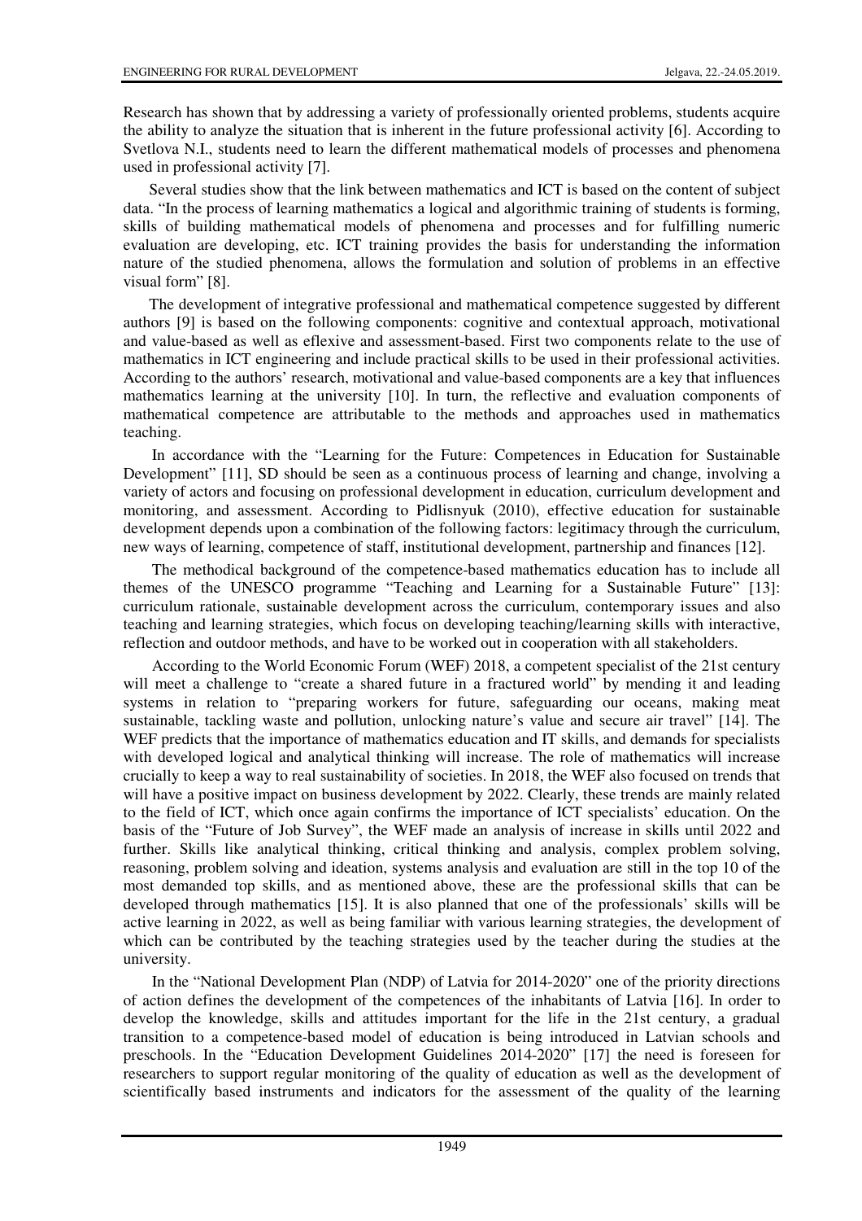Research has shown that by addressing a variety of professionally oriented problems, students acquire the ability to analyze the situation that is inherent in the future professional activity [6]. According to Svetlova N.I., students need to learn the different mathematical models of processes and phenomena used in professional activity [7].

Several studies show that the link between mathematics and ICT is based on the content of subject data. "In the process of learning mathematics a logical and algorithmic training of students is forming, skills of building mathematical models of phenomena and processes and for fulfilling numeric evaluation are developing, etc. ICT training provides the basis for understanding the information nature of the studied phenomena, allows the formulation and solution of problems in an effective visual form" [8].

The development of integrative professional and mathematical competence suggested by different authors [9] is based on the following components: cognitive and contextual approach, motivational and value-based as well as eflexive and assessment-based. First two components relate to the use of mathematics in ICT engineering and include practical skills to be used in their professional activities. According to the authors' research, motivational and value-based components are a key that influences mathematics learning at the university [10]. In turn, the reflective and evaluation components of mathematical competence are attributable to the methods and approaches used in mathematics teaching.

In accordance with the "Learning for the Future: Competences in Education for Sustainable Development" [11], SD should be seen as a continuous process of learning and change, involving a variety of actors and focusing on professional development in education, curriculum development and monitoring, and assessment. According to Pidlisnyuk (2010), effective education for sustainable development depends upon a combination of the following factors: legitimacy through the curriculum, new ways of learning, competence of staff, institutional development, partnership and finances [12].

The methodical background of the competence-based mathematics education has to include all themes of the UNESCO programme "Teaching and Learning for a Sustainable Future" [13]: curriculum rationale, sustainable development across the curriculum, contemporary issues and also teaching and learning strategies, which focus on developing teaching/learning skills with interactive, reflection and outdoor methods, and have to be worked out in cooperation with all stakeholders.

According to the World Economic Forum (WEF) 2018, a competent specialist of the 21st century will meet a challenge to "create a shared future in a fractured world" by mending it and leading systems in relation to "preparing workers for future, safeguarding our oceans, making meat sustainable, tackling waste and pollution, unlocking nature's value and secure air travel" [14]. The WEF predicts that the importance of mathematics education and IT skills, and demands for specialists with developed logical and analytical thinking will increase. The role of mathematics will increase crucially to keep a way to real sustainability of societies. In 2018, the WEF also focused on trends that will have a positive impact on business development by 2022. Clearly, these trends are mainly related to the field of ICT, which once again confirms the importance of ICT specialists' education. On the basis of the "Future of Job Survey", the WEF made an analysis of increase in skills until 2022 and further. Skills like analytical thinking, critical thinking and analysis, complex problem solving, reasoning, problem solving and ideation, systems analysis and evaluation are still in the top 10 of the most demanded top skills, and as mentioned above, these are the professional skills that can be developed through mathematics [15]. It is also planned that one of the professionals' skills will be active learning in 2022, as well as being familiar with various learning strategies, the development of which can be contributed by the teaching strategies used by the teacher during the studies at the university.

In the "National Development Plan (NDP) of Latvia for 2014-2020" one of the priority directions of action defines the development of the competences of the inhabitants of Latvia [16]. In order to develop the knowledge, skills and attitudes important for the life in the 21st century, a gradual transition to a competence-based model of education is being introduced in Latvian schools and preschools. In the "Education Development Guidelines 2014-2020" [17] the need is foreseen for researchers to support regular monitoring of the quality of education as well as the development of scientifically based instruments and indicators for the assessment of the quality of the learning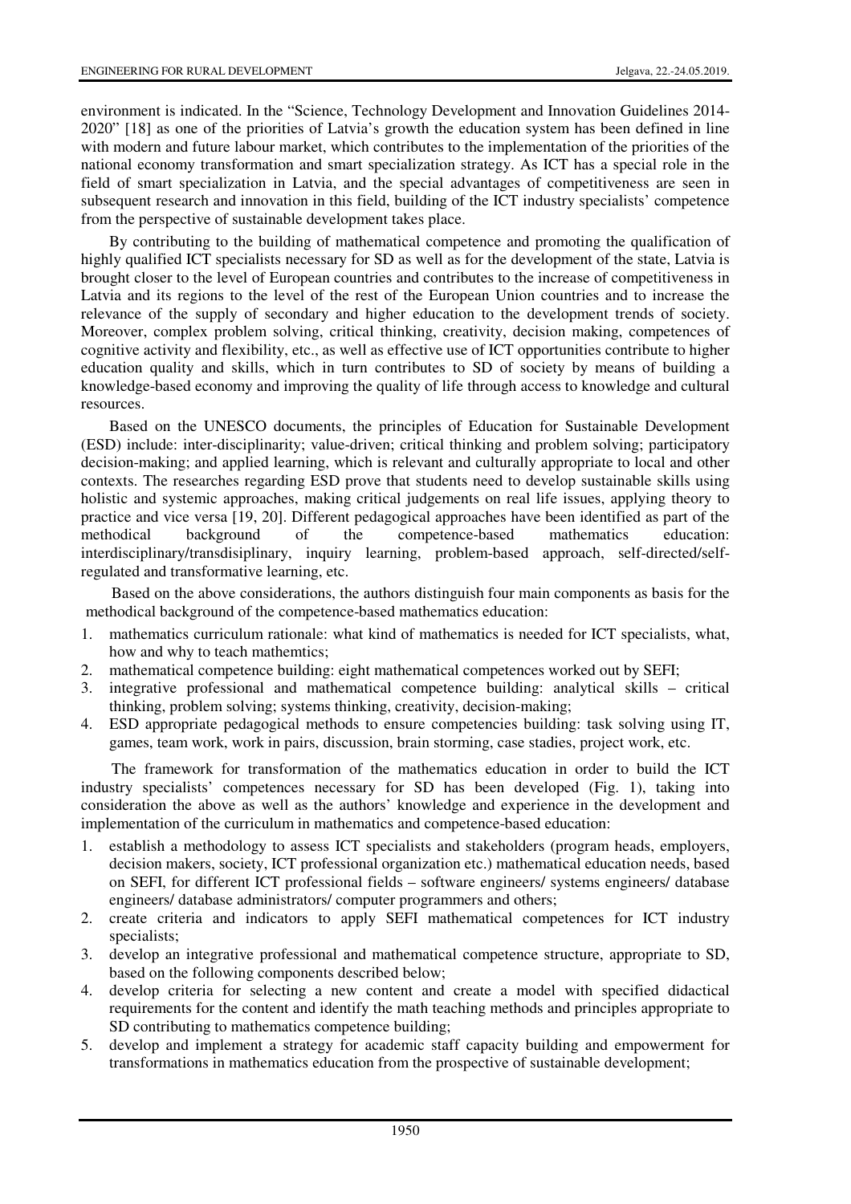environment is indicated. In the "Science, Technology Development and Innovation Guidelines 2014-2020" [18] as one of the priorities of Latvia's growth the education system has been defined in line with modern and future labour market, which contributes to the implementation of the priorities of the national economy transformation and smart specialization strategy. As ICT has a special role in the field of smart specialization in Latvia, and the special advantages of competitiveness are seen in subsequent research and innovation in this field, building of the ICT industry specialists' competence from the perspective of sustainable development takes place.

By contributing to the building of mathematical competence and promoting the qualification of highly qualified ICT specialists necessary for SD as well as for the development of the state, Latvia is brought closer to the level of European countries and contributes to the increase of competitiveness in Latvia and its regions to the level of the rest of the European Union countries and to increase the relevance of the supply of secondary and higher education to the development trends of society. Moreover, complex problem solving, critical thinking, creativity, decision making, competences of cognitive activity and flexibility, etc., as well as effective use of ICT opportunities contribute to higher education quality and skills, which in turn contributes to SD of society by means of building a knowledge-based economy and improving the quality of life through access to knowledge and cultural resources.

Based on the UNESCO documents, the principles of Education for Sustainable Development (ESD) include: inter-disciplinarity; value-driven; critical thinking and problem solving; participatory decision-making; and applied learning, which is relevant and culturally appropriate to local and other contexts. The researches regarding ESD prove that students need to develop sustainable skills using holistic and systemic approaches, making critical judgements on real life issues, applying theory to practice and vice versa [19, 20]. Different pedagogical approaches have been identified as part of the methodical background of the competence-based mathematics education: interdisciplinary/transdisiplinary, inquiry learning, problem-based approach, self-directed/self-regulated and transformative learning, etc.

Based on the above considerations, the authors distinguish four main components as basis for the methodical background of the competence-based mathematics education:

1. mathematics curriculum rationale: what kind of mathematics is needed for ICT specialists, what, how and why to teach mathemtics;
2. mathematical competence building: eight mathematical competences worked out by SEFI;
3. integrative professional and mathematical competence building: analytical skills – critical thinking, problem solving; systems thinking, creativity, decision-making;
4. ESD appropriate pedagogical methods to ensure competencies building: task solving using IT, games, team work, work in pairs, discussion, brain storming, case stadies, project work, etc.

The framework for transformation of the mathematics education in order to build the ICT industry specialists' competences necessary for SD has been developed (Fig. 1), taking into consideration the above as well as the authors' knowledge and experience in the development and implementation of the curriculum in mathematics and competence-based education:

1. establish a methodology to assess ICT specialists and stakeholders (program heads, employers, decision makers, society, ICT professional organization etc.) mathematical education needs, based on SEFI, for different ICT professional fields – software engineers/ systems engineers/ database engineers/ database administrators/ computer programmers and others;
2. create criteria and indicators to apply SEFI mathematical competences for ICT industry specialists;
3. develop an integrative professional and mathematical competence structure, appropriate to SD, based on the following components described below;
4. develop criteria for selecting a new content and create a model with specified didactical requirements for the content and identify the math teaching methods and principles appropriate to SD contributing to mathematics competence building;
5. develop and implement a strategy for academic staff capacity building and empowerment for transformations in mathematics education from the prospective of sustainable development;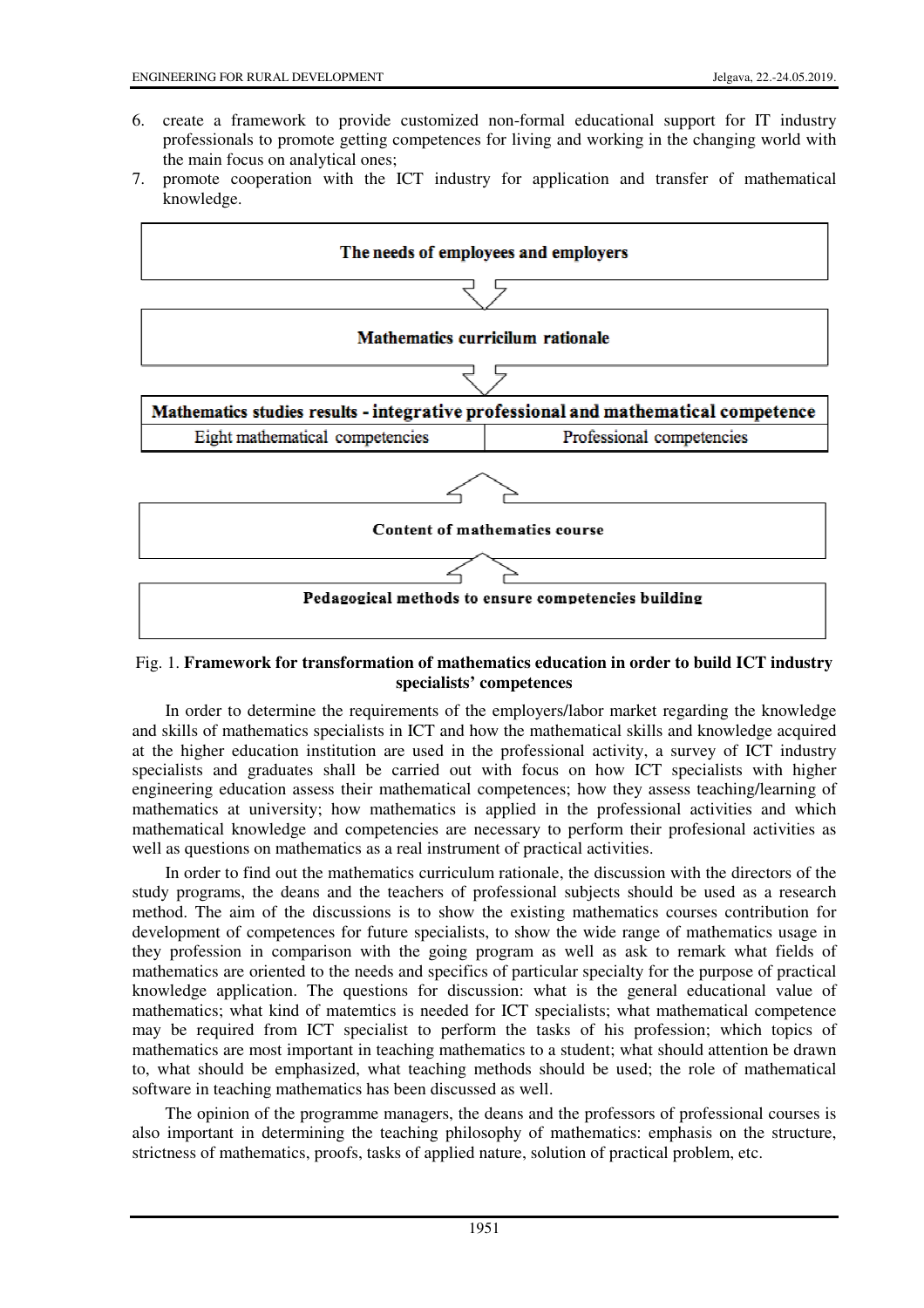6. create a framework to provide customized non-formal educational support for IT industry professionals to promote getting competences for living and working in the changing world with the main focus on analytical ones;
7. promote cooperation with the ICT industry for application and transfer of mathematical knowledge.

| The needs of employees and employers | |
|---|---|
| ⇓ | |
| **Mathematics curricilum rationale** | |
| ⇓ | |
| **Mathematics studies results - integrative professional and mathematical competence** | |
| Eight mathematical competencies | Professional competencies |
| ⇑ | |
| **Content of mathematics course** | |
| ⇑ | |
| **Pedagogical methods to ensure competencies building** | |

Fig. 1. **Framework for transformation of mathematics education in order to build ICT industry specialists' competences**

In order to determine the requirements of the employers/labor market regarding the knowledge and skills of mathematics specialists in ICT and how the mathematical skills and knowledge acquired at the higher education institution are used in the professional activity, a survey of ICT industry specialists and graduates shall be carried out with focus on how ICT specialists with higher engineering education assess their mathematical competences; how they assess teaching/learning of mathematics at university; how mathematics is applied in the professional activities and which mathematical knowledge and competencies are necessary to perform their profesional activities as well as questions on mathematics as a real instrument of practical activities.

In order to find out the mathematics curriculum rationale, the discussion with the directors of the study programs, the deans and the teachers of professional subjects should be used as a research method. The aim of the discussions is to show the existing mathematics courses contribution for development of competences for future specialists, to show the wide range of mathematics usage in they profession in comparison with the going program as well as ask to remark what fields of mathematics are oriented to the needs and specifics of particular specialty for the purpose of practical knowledge application. The questions for discussion: what is the general educational value of mathematics; what kind of matemtics is needed for ICT specialists; what mathematical competence may be required from ICT specialist to perform the tasks of his profession; which topics of mathematics are most important in teaching mathematics to a student; what should attention be drawn to, what should be emphasized, what teaching methods should be used; the role of mathematical software in teaching mathematics has been discussed as well.

The opinion of the programme managers, the deans and the professors of professional courses is also important in determining the teaching philosophy of mathematics: emphasis on the structure, strictness of mathematics, proofs, tasks of applied nature, solution of practical problem, etc.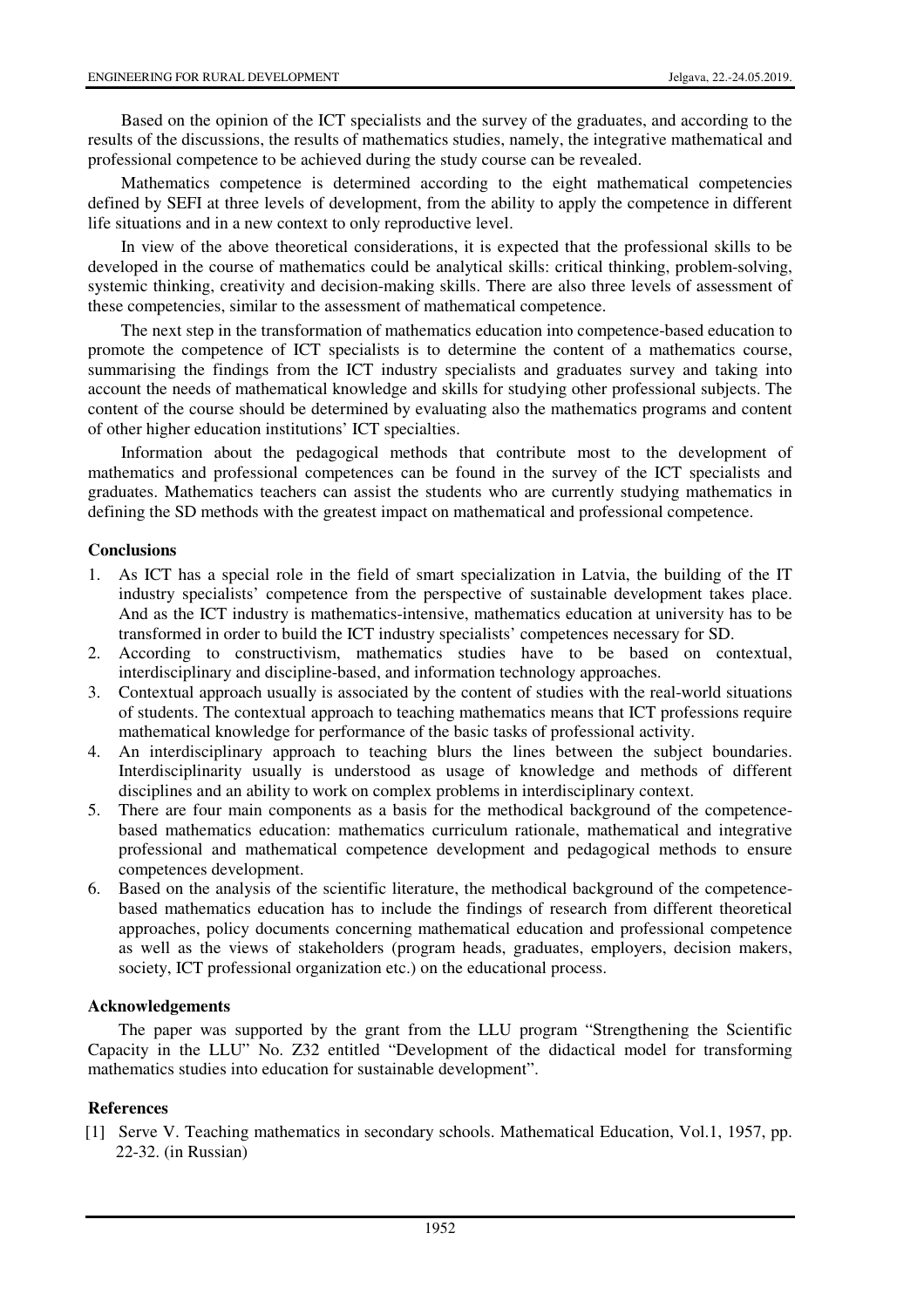Based on the opinion of the ICT specialists and the survey of the graduates, and according to the results of the discussions, the results of mathematics studies, namely, the integrative mathematical and professional competence to be achieved during the study course can be revealed.

Mathematics competence is determined according to the eight mathematical competencies defined by SEFI at three levels of development, from the ability to apply the competence in different life situations and in a new context to only reproductive level.

In view of the above theoretical considerations, it is expected that the professional skills to be developed in the course of mathematics could be analytical skills: critical thinking, problem-solving, systemic thinking, creativity and decision-making skills. There are also three levels of assessment of these competencies, similar to the assessment of mathematical competence.

The next step in the transformation of mathematics education into competence-based education to promote the competence of ICT specialists is to determine the content of a mathematics course, summarising the findings from the ICT industry specialists and graduates survey and taking into account the needs of mathematical knowledge and skills for studying other professional subjects. The content of the course should be determined by evaluating also the mathematics programs and content of other higher education institutions' ICT specialties.

Information about the pedagogical methods that contribute most to the development of mathematics and professional competences can be found in the survey of the ICT specialists and graduates. Mathematics teachers can assist the students who are currently studying mathematics in defining the SD methods with the greatest impact on mathematical and professional competence.

## Conclusions

1. As ICT has a special role in the field of smart specialization in Latvia, the building of the IT industry specialists' competence from the perspective of sustainable development takes place. And as the ICT industry is mathematics-intensive, mathematics education at university has to be transformed in order to build the ICT industry specialists' competences necessary for SD.
2. According to constructivism, mathematics studies have to be based on contextual, interdisciplinary and discipline-based, and information technology approaches.
3. Contextual approach usually is associated by the content of studies with the real-world situations of students. The contextual approach to teaching mathematics means that ICT professions require mathematical knowledge for performance of the basic tasks of professional activity.
4. An interdisciplinary approach to teaching blurs the lines between the subject boundaries. Interdisciplinarity usually is understood as usage of knowledge and methods of different disciplines and an ability to work on complex problems in interdisciplinary context.
5. There are four main components as a basis for the methodical background of the competence-based mathematics education: mathematics curriculum rationale, mathematical and integrative professional and mathematical competence development and pedagogical methods to ensure competences development.
6. Based on the analysis of the scientific literature, the methodical background of the competence-based mathematics education has to include the findings of research from different theoretical approaches, policy documents concerning mathematical education and professional competence as well as the views of stakeholders (program heads, graduates, employers, decision makers, society, ICT professional organization etc.) on the educational process.

## Acknowledgements

The paper was supported by the grant from the LLU program "Strengthening the Scientific Capacity in the LLU" No. Z32 entitled "Development of the didactical model for transforming mathematics studies into education for sustainable development".

## References

[1] Serve V. Teaching mathematics in secondary schools. Mathematical Education, Vol.1, 1957, pp. 22-32. (in Russian)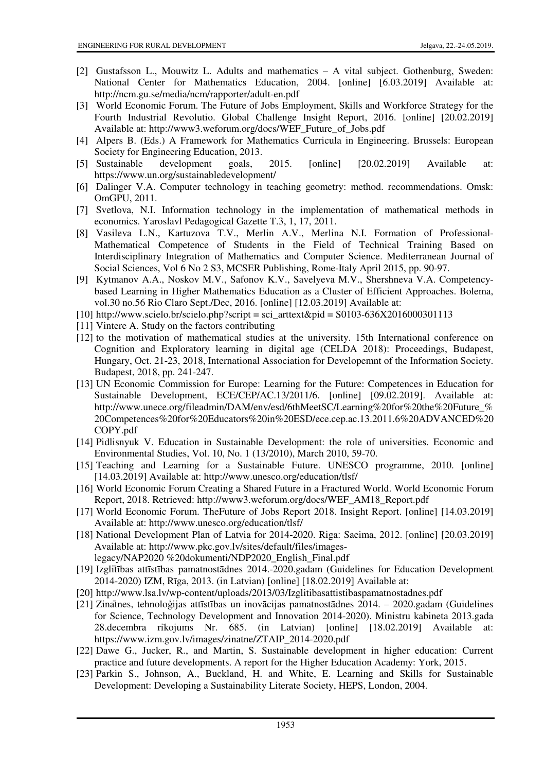[2] Gustafsson L., Mouwitz L. Adults and mathematics – A vital subject. Gothenburg, Sweden: National Center for Mathematics Education, 2004. [online] [6.03.2019] Available at: http://ncm.gu.se/media/ncm/rapporter/adult-en.pdf

[3] World Economic Forum. The Future of Jobs Employment, Skills and Workforce Strategy for the Fourth Industrial Revolutio. Global Challenge Insight Report, 2016. [online] [20.02.2019] Available at: http://www3.weforum.org/docs/WEF_Future_of_Jobs.pdf

[4] Alpers B. (Eds.) A Framework for Mathematics Curricula in Engineering. Brussels: European Society for Engineering Education, 2013.

[5] Sustainable development goals, 2015. [online] [20.02.2019] Available at: https://www.un.org/sustainabledevelopment/

[6] Dalinger V.A. Computer technology in teaching geometry: method. recommendations. Omsk: OmGPU, 2011.

[7] Svetlova, N.I. Information technology in the implementation of mathematical methods in economics. Yaroslavl Pedagogical Gazette T.3, 1, 17, 2011.

[8] Vasileva L.N., Kartuzova T.V., Merlin A.V., Merlina N.I. Formation of Professional-Mathematical Competence of Students in the Field of Technical Training Based on Interdisciplinary Integration of Mathematics and Computer Science. Mediterranean Journal of Social Sciences, Vol 6 No 2 S3, MCSER Publishing, Rome-Italy April 2015, pp. 90-97.

[9] Kytmanov A.A., Noskov M.V., Safonov K.V., Savelyeva M.V., Shershneva V.A. Competency-based Learning in Higher Mathematics Education as a Cluster of Efficient Approaches. Bolema, vol.30 no.56 Rio Claro Sept./Dec, 2016. [online] [12.03.2019] Available at:

[10] http://www.scielo.br/scielo.php?script = sci_arttext&pid = S0103-636X2016000301113

[11] Vintere A. Study on the factors contributing

[12] to the motivation of mathematical studies at the university. 15th International conference on Cognition and Exploratory learning in digital age (CELDA 2018): Proceedings, Budapest, Hungary, Oct. 21-23, 2018, International Association for Developemnt of the Information Society. Budapest, 2018, pp. 241-247.

[13] UN Economic Commission for Europe: Learning for the Future: Competences in Education for Sustainable Development, ECE/CEP/AC.13/2011/6. [online] [09.02.2019]. Available at: http://www.unece.org/fileadmin/DAM/env/esd/6thMeetSC/Learning%20for%20the%20Future_%20Competences%20for%20Educators%20in%20ESD/ece.cep.ac.13.2011.6%20ADVANCED%20COPY.pdf

[14] Pidlisnyuk V. Education in Sustainable Development: the role of universities. Economic and Environmental Studies, Vol. 10, No. 1 (13/2010), March 2010, 59-70.

[15] Teaching and Learning for a Sustainable Future. UNESCO programme, 2010. [online] [14.03.2019] Available at: http://www.unesco.org/education/tlsf/

[16] World Economic Forum Creating a Shared Future in a Fractured World. World Economic Forum Report, 2018. Retrieved: http://www3.weforum.org/docs/WEF_AM18_Report.pdf

[17] World Economic Forum. TheFuture of Jobs Report 2018. Insight Report. [online] [14.03.2019] Available at: http://www.unesco.org/education/tlsf/

[18] National Development Plan of Latvia for 2014-2020. Riga: Saeima, 2012. [online] [20.03.2019] Available at: http://www.pkc.gov.lv/sites/default/files/images-legacy/NAP2020 %20dokumenti/NDP2020_English_Final.pdf

[19] Izglītības attīstības pamatnostādnes 2014.-2020.gadam (Guidelines for Education Development 2014-2020) IZM, Rīga, 2013. (in Latvian) [online] [18.02.2019] Available at:

[20] http://www.lsa.lv/wp-content/uploads/2013/03/Izglitibasattistibaspamatnostadnes.pdf

[21] Zinātnes, tehnoloģijas attīstības un inovācijas pamatnostādnes 2014. – 2020.gadam (Guidelines for Science, Technology Development and Innovation 2014-2020). Ministru kabineta 2013.gada 28.decembra rīkojums Nr. 685. (in Latvian) [online] [18.02.2019] Available at: https://www.izm.gov.lv/images/zinatne/ZTAIP_2014-2020.pdf

[22] Dawe G., Jucker, R., and Martin, S. Sustainable development in higher education: Current practice and future developments. A report for the Higher Education Academy: York, 2015.

[23] Parkin S., Johnson, A., Buckland, H. and White, E. Learning and Skills for Sustainable Development: Developing a Sustainability Literate Society, HEPS, London, 2004.